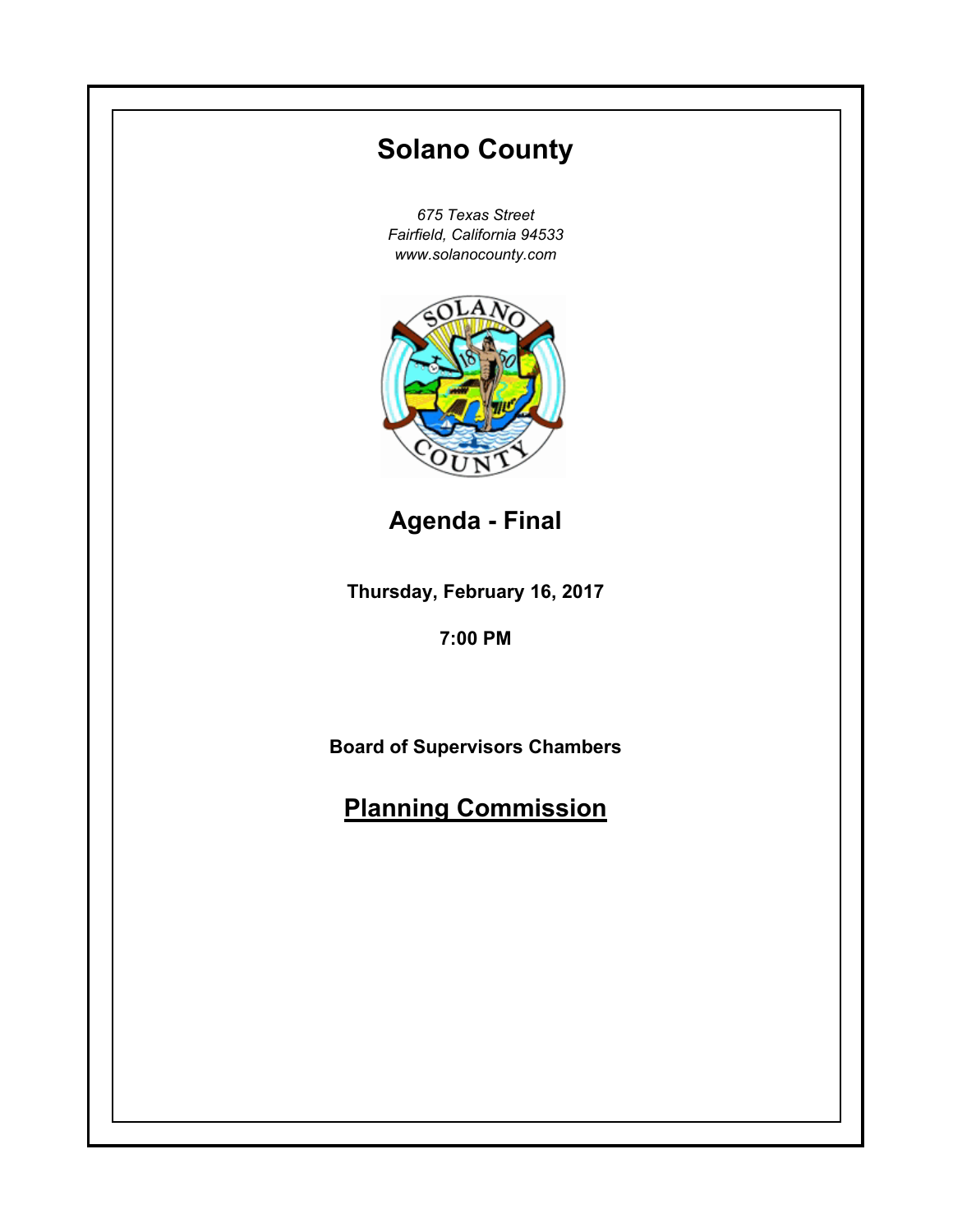# Solano County

*675 Texas Street*
*Fairfield, California 94533*
*www.solanocounty.com*

## Agenda - Final

**Thursday, February 16, 2017**

**7:00 PM**

**Board of Supervisors Chambers**

## Planning Commission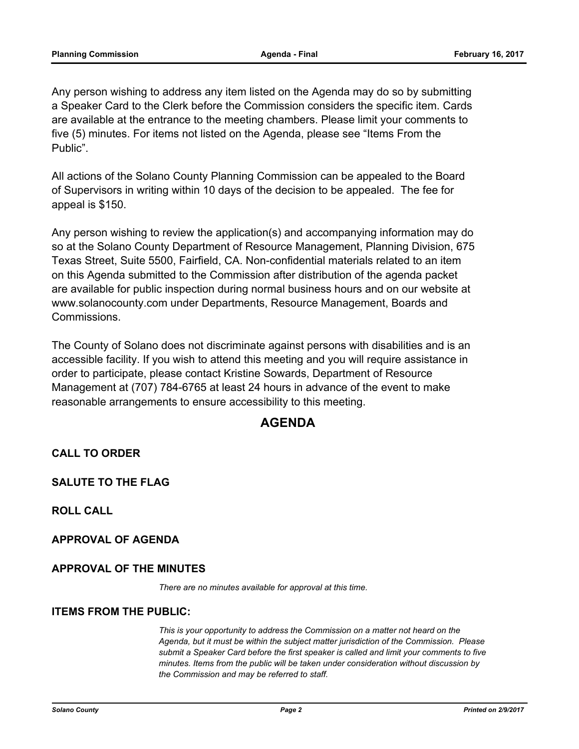Any person wishing to address any item listed on the Agenda may do so by submitting a Speaker Card to the Clerk before the Commission considers the specific item. Cards are available at the entrance to the meeting chambers. Please limit your comments to five (5) minutes. For items not listed on the Agenda, please see “Items From the Public”.

All actions of the Solano County Planning Commission can be appealed to the Board of Supervisors in writing within 10 days of the decision to be appealed. The fee for appeal is $150.

Any person wishing to review the application(s) and accompanying information may do so at the Solano County Department of Resource Management, Planning Division, 675 Texas Street, Suite 5500, Fairfield, CA. Non-confidential materials related to an item on this Agenda submitted to the Commission after distribution of the agenda packet are available for public inspection during normal business hours and on our website at www.solanocounty.com under Departments, Resource Management, Boards and Commissions.

The County of Solano does not discriminate against persons with disabilities and is an accessible facility. If you wish to attend this meeting and you will require assistance in order to participate, please contact Kristine Sowards, Department of Resource Management at (707) 784-6765 at least 24 hours in advance of the event to make reasonable arrangements to ensure accessibility to this meeting.

# AGENDA

## CALL TO ORDER

## SALUTE TO THE FLAG

## ROLL CALL

## APPROVAL OF AGENDA

## APPROVAL OF THE MINUTES

*There are no minutes available for approval at this time.*

## ITEMS FROM THE PUBLIC:

*This is your opportunity to address the Commission on a matter not heard on the Agenda, but it must be within the subject matter jurisdiction of the Commission. Please submit a Speaker Card before the first speaker is called and limit your comments to five minutes. Items from the public will be taken under consideration without discussion by the Commission and may be referred to staff.*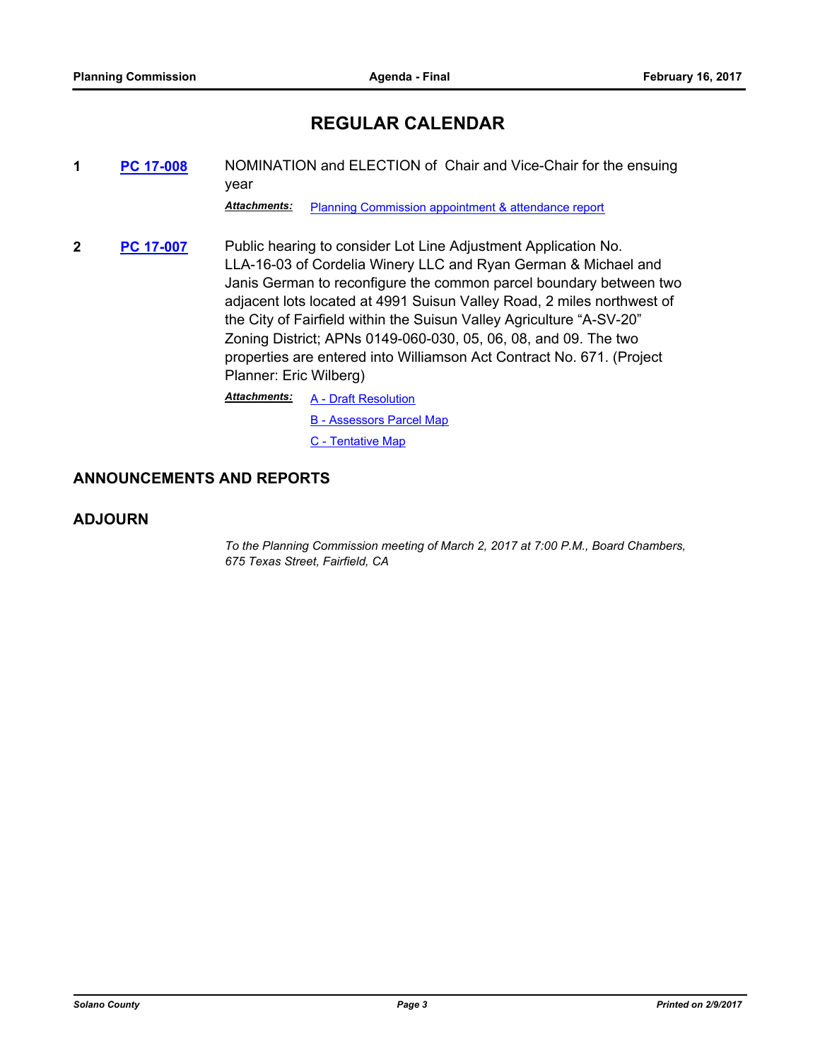## REGULAR CALENDAR

**1** **PC 17-008** NOMINATION and ELECTION of Chair and Vice-Chair for the ensuing year

***Attachments:*** Planning Commission appointment & attendance report

**2** **PC 17-007** Public hearing to consider Lot Line Adjustment Application No. LLA-16-03 of Cordelia Winery LLC and Ryan German & Michael and Janis German to reconfigure the common parcel boundary between two adjacent lots located at 4991 Suisun Valley Road, 2 miles northwest of the City of Fairfield within the Suisun Valley Agriculture "A-SV-20" Zoning District; APNs 0149-060-030, 05, 06, 08, and 09. The two properties are entered into Williamson Act Contract No. 671. (Project Planner: Eric Wilberg)

***Attachments:*** A - Draft Resolution

B - Assessors Parcel Map

C - Tentative Map

## ANNOUNCEMENTS AND REPORTS

## ADJOURN

*To the Planning Commission meeting of March 2, 2017 at 7:00 P.M., Board Chambers, 675 Texas Street, Fairfield, CA*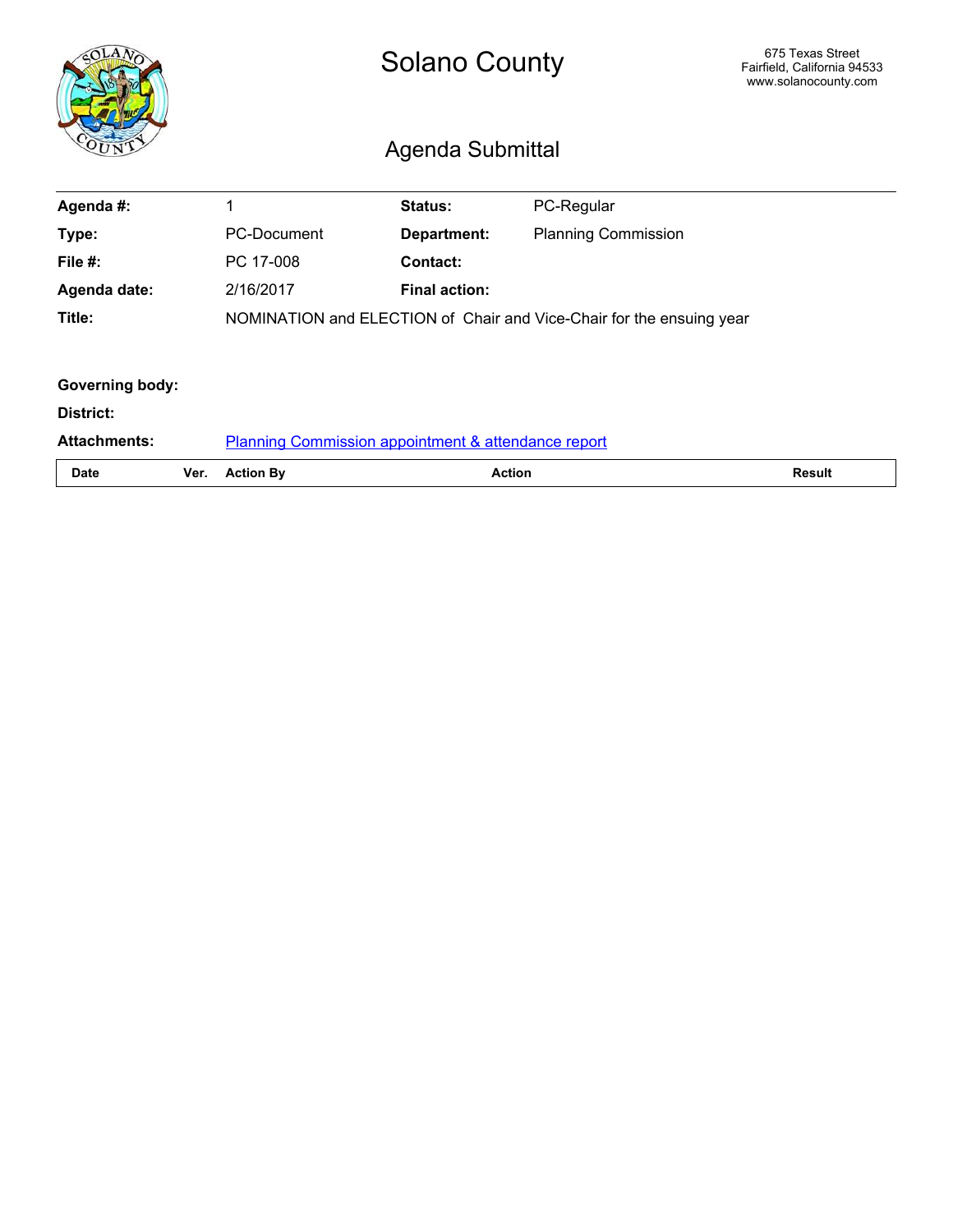# Solano County

675 Texas Street
Fairfield, California 94533
www.solanocounty.com

## Agenda Submittal

| | | | |
|---|---|---|---|
| **Agenda #:** | 1 | **Status:** | PC-Regular |
| **Type:** | PC-Document | **Department:** | Planning Commission |
| **File #:** | PC 17-008 | **Contact:** | |
| **Agenda date:** | 2/16/2017 | **Final action:** | |
| **Title:** | NOMINATION and ELECTION of Chair and Vice-Chair for the ensuing year | | |

**Governing body:**

**District:**

**Attachments:** Planning Commission appointment & attendance report

| Date | Ver. | Action By | Action | Result |
|---|---|---|---|---|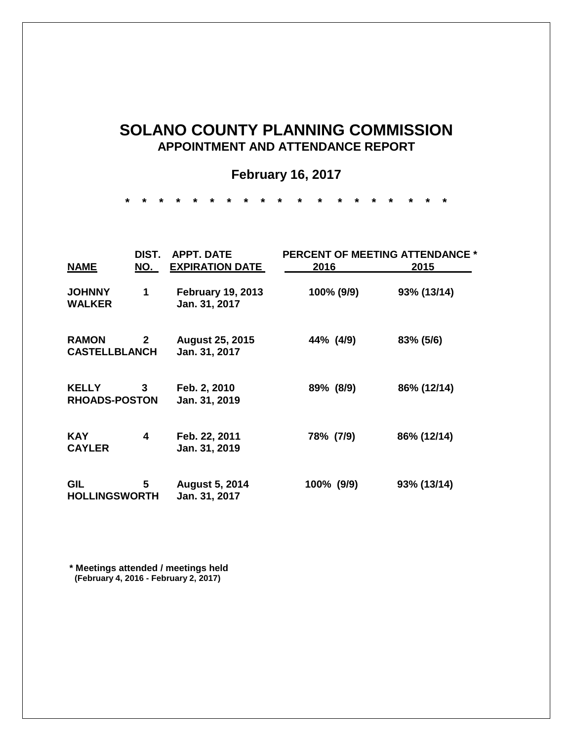# SOLANO COUNTY PLANNING COMMISSION

## APPOINTMENT AND ATTENDANCE REPORT

### February 16, 2017

\* \* \* \* \* \* \* \* \* \* \* \* \* \* \* \* \* \* \*

| NAME | DIST. NO. | APPT. DATE / EXPIRATION DATE | PERCENT OF MEETING ATTENDANCE * 2016 | 2015 |
|---|---|---|---|---|
| JOHNNY WALKER | 1 | February 19, 2013 / Jan. 31, 2017 | 100% (9/9) | 93% (13/14) |
| RAMON CASTELLBLANCH | 2 | August 25, 2015 / Jan. 31, 2017 | 44% (4/9) | 83% (5/6) |
| KELLY RHOADS-POSTON | 3 | Feb. 2, 2010 / Jan. 31, 2019 | 89% (8/9) | 86% (12/14) |
| KAY CAYLER | 4 | Feb. 22, 2011 / Jan. 31, 2019 | 78% (7/9) | 86% (12/14) |
| GIL HOLLINGSWORTH | 5 | August 5, 2014 / Jan. 31, 2017 | 100% (9/9) | 93% (13/14) |

**\* Meetings attended / meetings held**
**(February 4, 2016 - February 2, 2017)**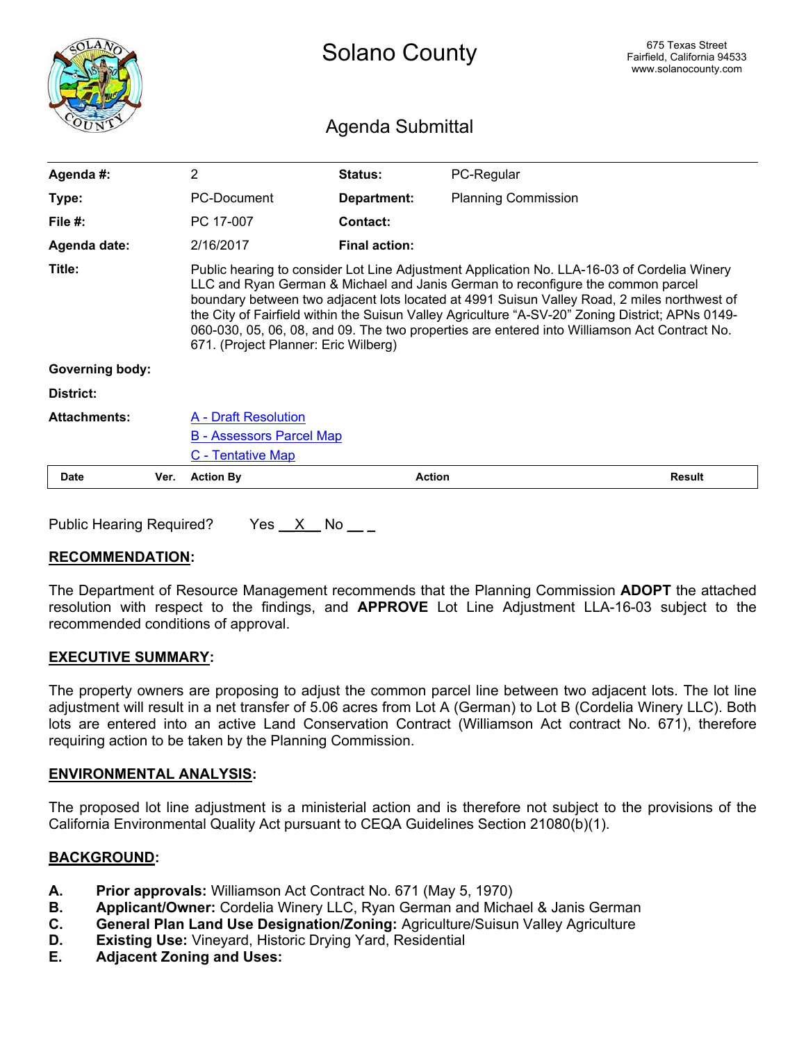# Solano County

675 Texas Street
Fairfield, California 94533
www.solanocounty.com

## Agenda Submittal

| | | | |
|---|---|---|---|
| **Agenda #:** | 2 | **Status:** | PC-Regular |
| **Type:** | PC-Document | **Department:** | Planning Commission |
| **File #:** | PC 17-007 | **Contact:** | |
| **Agenda date:** | 2/16/2017 | **Final action:** | |

**Title:** Public hearing to consider Lot Line Adjustment Application No. LLA-16-03 of Cordelia Winery LLC and Ryan German & Michael and Janis German to reconfigure the common parcel boundary between two adjacent lots located at 4991 Suisun Valley Road, 2 miles northwest of the City of Fairfield within the Suisun Valley Agriculture "A-SV-20" Zoning District; APNs 0149-060-030, 05, 06, 08, and 09. The two properties are entered into Williamson Act Contract No. 671. (Project Planner: Eric Wilberg)

**Governing body:**

**District:**

**Attachments:** A - Draft Resolution
B - Assessors Parcel Map
C - Tentative Map

| Date | Ver. | Action By | Action | Result |
|---|---|---|---|---|

Public Hearing Required? Yes \_\_X\_\_ No \_\_ \_

## RECOMMENDATION:

The Department of Resource Management recommends that the Planning Commission **ADOPT** the attached resolution with respect to the findings, and **APPROVE** Lot Line Adjustment LLA-16-03 subject to the recommended conditions of approval.

## EXECUTIVE SUMMARY:

The property owners are proposing to adjust the common parcel line between two adjacent lots. The lot line adjustment will result in a net transfer of 5.06 acres from Lot A (German) to Lot B (Cordelia Winery LLC). Both lots are entered into an active Land Conservation Contract (Williamson Act contract No. 671), therefore requiring action to be taken by the Planning Commission.

## ENVIRONMENTAL ANALYSIS:

The proposed lot line adjustment is a ministerial action and is therefore not subject to the provisions of the California Environmental Quality Act pursuant to CEQA Guidelines Section 21080(b)(1).

## BACKGROUND:

**A.** **Prior approvals:** Williamson Act Contract No. 671 (May 5, 1970)
**B.** **Applicant/Owner:** Cordelia Winery LLC, Ryan German and Michael & Janis German
**C.** **General Plan Land Use Designation/Zoning:** Agriculture/Suisun Valley Agriculture
**D.** **Existing Use:** Vineyard, Historic Drying Yard, Residential
**E.** **Adjacent Zoning and Uses:**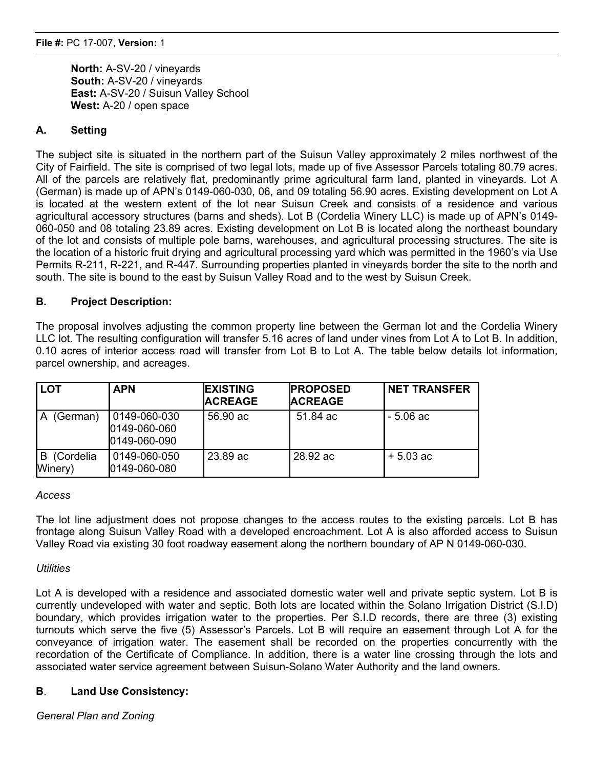**North:** A-SV-20 / vineyards
**South:** A-SV-20 / vineyards
**East:** A-SV-20 / Suisun Valley School
**West:** A-20 / open space

## A. Setting

The subject site is situated in the northern part of the Suisun Valley approximately 2 miles northwest of the City of Fairfield. The site is comprised of two legal lots, made up of five Assessor Parcels totaling 80.79 acres. All of the parcels are relatively flat, predominantly prime agricultural farm land, planted in vineyards. Lot A (German) is made up of APN's 0149-060-030, 06, and 09 totaling 56.90 acres. Existing development on Lot A is located at the western extent of the lot near Suisun Creek and consists of a residence and various agricultural accessory structures (barns and sheds). Lot B (Cordelia Winery LLC) is made up of APN's 0149-060-050 and 08 totaling 23.89 acres. Existing development on Lot B is located along the northeast boundary of the lot and consists of multiple pole barns, warehouses, and agricultural processing structures. The site is the location of a historic fruit drying and agricultural processing yard which was permitted in the 1960's via Use Permits R-211, R-221, and R-447. Surrounding properties planted in vineyards border the site to the north and south. The site is bound to the east by Suisun Valley Road and to the west by Suisun Creek.

## B. Project Description:

The proposal involves adjusting the common property line between the German lot and the Cordelia Winery LLC lot. The resulting configuration will transfer 5.16 acres of land under vines from Lot A to Lot B. In addition, 0.10 acres of interior access road will transfer from Lot B to Lot A. The table below details lot information, parcel ownership, and acreages.

| LOT | APN | EXISTING ACREAGE | PROPOSED ACREAGE | NET TRANSFER |
|---|---|---|---|---|
| A (German) | 0149-060-030<br>0149-060-060<br>0149-060-090 | 56.90 ac | 51.84 ac | - 5.06 ac |
| B (Cordelia Winery) | 0149-060-050<br>0149-060-080 | 23.89 ac | 28.92 ac | + 5.03 ac |

*Access*

The lot line adjustment does not propose changes to the access routes to the existing parcels. Lot B has frontage along Suisun Valley Road with a developed encroachment. Lot A is also afforded access to Suisun Valley Road via existing 30 foot roadway easement along the northern boundary of AP N 0149-060-030.

*Utilities*

Lot A is developed with a residence and associated domestic water well and private septic system. Lot B is currently undeveloped with water and septic. Both lots are located within the Solano Irrigation District (S.I.D) boundary, which provides irrigation water to the properties. Per S.I.D records, there are three (3) existing turnouts which serve the five (5) Assessor's Parcels. Lot B will require an easement through Lot A for the conveyance of irrigation water. The easement shall be recorded on the properties concurrently with the recordation of the Certificate of Compliance. In addition, there is a water line crossing through the lots and associated water service agreement between Suisun-Solano Water Authority and the land owners.

## B. Land Use Consistency:

*General Plan and Zoning*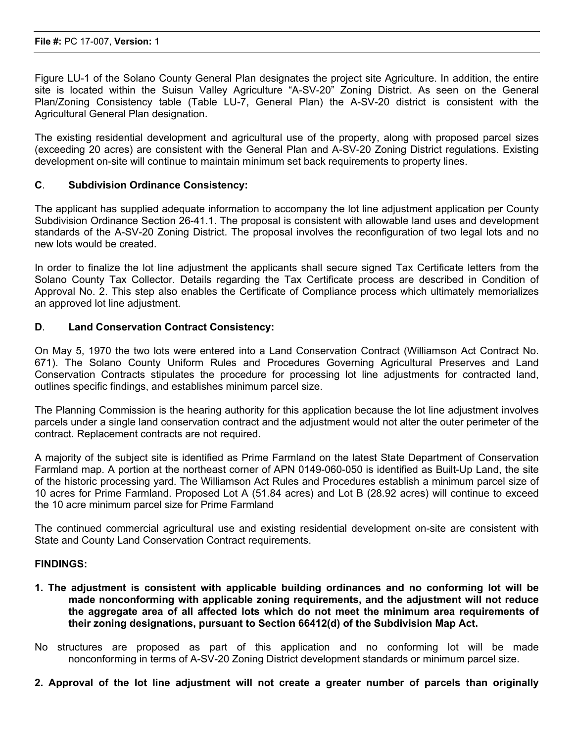Figure LU-1 of the Solano County General Plan designates the project site Agriculture. In addition, the entire site is located within the Suisun Valley Agriculture “A-SV-20” Zoning District. As seen on the General Plan/Zoning Consistency table (Table LU-7, General Plan) the A-SV-20 district is consistent with the Agricultural General Plan designation.

The existing residential development and agricultural use of the property, along with proposed parcel sizes (exceeding 20 acres) are consistent with the General Plan and A-SV-20 Zoning District regulations. Existing development on-site will continue to maintain minimum set back requirements to property lines.

**C**. **Subdivision Ordinance Consistency:**

The applicant has supplied adequate information to accompany the lot line adjustment application per County Subdivision Ordinance Section 26-41.1. The proposal is consistent with allowable land uses and development standards of the A-SV-20 Zoning District. The proposal involves the reconfiguration of two legal lots and no new lots would be created.

In order to finalize the lot line adjustment the applicants shall secure signed Tax Certificate letters from the Solano County Tax Collector. Details regarding the Tax Certificate process are described in Condition of Approval No. 2. This step also enables the Certificate of Compliance process which ultimately memorializes an approved lot line adjustment.

**D**. **Land Conservation Contract Consistency:**

On May 5, 1970 the two lots were entered into a Land Conservation Contract (Williamson Act Contract No. 671). The Solano County Uniform Rules and Procedures Governing Agricultural Preserves and Land Conservation Contracts stipulates the procedure for processing lot line adjustments for contracted land, outlines specific findings, and establishes minimum parcel size.

The Planning Commission is the hearing authority for this application because the lot line adjustment involves parcels under a single land conservation contract and the adjustment would not alter the outer perimeter of the contract. Replacement contracts are not required.

A majority of the subject site is identified as Prime Farmland on the latest State Department of Conservation Farmland map. A portion at the northeast corner of APN 0149-060-050 is identified as Built-Up Land, the site of the historic processing yard. The Williamson Act Rules and Procedures establish a minimum parcel size of 10 acres for Prime Farmland. Proposed Lot A (51.84 acres) and Lot B (28.92 acres) will continue to exceed the 10 acre minimum parcel size for Prime Farmland

The continued commercial agricultural use and existing residential development on-site are consistent with State and County Land Conservation Contract requirements.

**FINDINGS:**

**1. The adjustment is consistent with applicable building ordinances and no conforming lot will be made nonconforming with applicable zoning requirements, and the adjustment will not reduce the aggregate area of all affected lots which do not meet the minimum area requirements of their zoning designations, pursuant to Section 66412(d) of the Subdivision Map Act.**

No structures are proposed as part of this application and no conforming lot will be made nonconforming in terms of A-SV-20 Zoning District development standards or minimum parcel size.

**2. Approval of the lot line adjustment will not create a greater number of parcels than originally**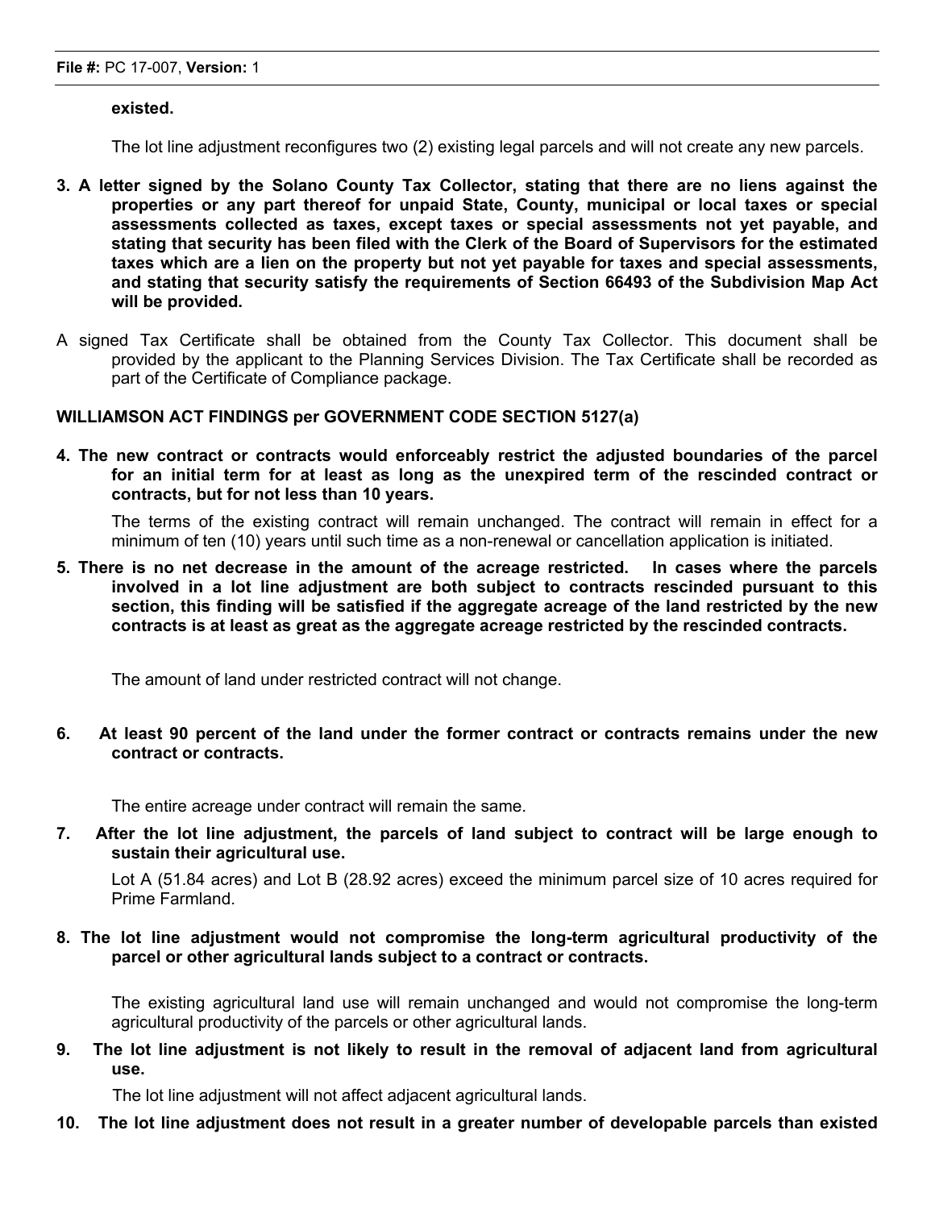**existed.**

The lot line adjustment reconfigures two (2) existing legal parcels and will not create any new parcels.

**3. A letter signed by the Solano County Tax Collector, stating that there are no liens against the properties or any part thereof for unpaid State, County, municipal or local taxes or special assessments collected as taxes, except taxes or special assessments not yet payable, and stating that security has been filed with the Clerk of the Board of Supervisors for the estimated taxes which are a lien on the property but not yet payable for taxes and special assessments, and stating that security satisfy the requirements of Section 66493 of the Subdivision Map Act will be provided.**

A signed Tax Certificate shall be obtained from the County Tax Collector. This document shall be provided by the applicant to the Planning Services Division. The Tax Certificate shall be recorded as part of the Certificate of Compliance package.

**WILLIAMSON ACT FINDINGS per GOVERNMENT CODE SECTION 5127(a)**

**4. The new contract or contracts would enforceably restrict the adjusted boundaries of the parcel for an initial term for at least as long as the unexpired term of the rescinded contract or contracts, but for not less than 10 years.**

The terms of the existing contract will remain unchanged. The contract will remain in effect for a minimum of ten (10) years until such time as a non-renewal or cancellation application is initiated.

**5. There is no net decrease in the amount of the acreage restricted. In cases where the parcels involved in a lot line adjustment are both subject to contracts rescinded pursuant to this section, this finding will be satisfied if the aggregate acreage of the land restricted by the new contracts is at least as great as the aggregate acreage restricted by the rescinded contracts.**

The amount of land under restricted contract will not change.

**6. At least 90 percent of the land under the former contract or contracts remains under the new contract or contracts.**

The entire acreage under contract will remain the same.

**7. After the lot line adjustment, the parcels of land subject to contract will be large enough to sustain their agricultural use.**

Lot A (51.84 acres) and Lot B (28.92 acres) exceed the minimum parcel size of 10 acres required for Prime Farmland.

**8. The lot line adjustment would not compromise the long-term agricultural productivity of the parcel or other agricultural lands subject to a contract or contracts.**

The existing agricultural land use will remain unchanged and would not compromise the long-term agricultural productivity of the parcels or other agricultural lands.

**9. The lot line adjustment is not likely to result in the removal of adjacent land from agricultural use.**

The lot line adjustment will not affect adjacent agricultural lands.

**10. The lot line adjustment does not result in a greater number of developable parcels than existed**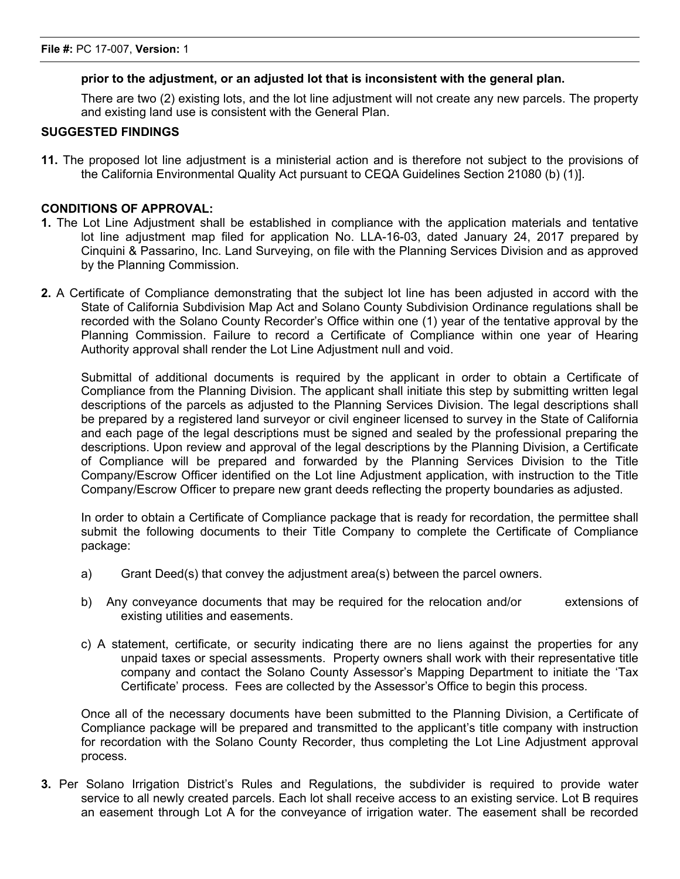**prior to the adjustment, or an adjusted lot that is inconsistent with the general plan.**

There are two (2) existing lots, and the lot line adjustment will not create any new parcels. The property and existing land use is consistent with the General Plan.

**SUGGESTED FINDINGS**

**11.** The proposed lot line adjustment is a ministerial action and is therefore not subject to the provisions of the California Environmental Quality Act pursuant to CEQA Guidelines Section 21080 (b) (1)].

**CONDITIONS OF APPROVAL:**

**1.** The Lot Line Adjustment shall be established in compliance with the application materials and tentative lot line adjustment map filed for application No. LLA-16-03, dated January 24, 2017 prepared by Cinquini & Passarino, Inc. Land Surveying, on file with the Planning Services Division and as approved by the Planning Commission.

**2.** A Certificate of Compliance demonstrating that the subject lot line has been adjusted in accord with the State of California Subdivision Map Act and Solano County Subdivision Ordinance regulations shall be recorded with the Solano County Recorder's Office within one (1) year of the tentative approval by the Planning Commission. Failure to record a Certificate of Compliance within one year of Hearing Authority approval shall render the Lot Line Adjustment null and void.

Submittal of additional documents is required by the applicant in order to obtain a Certificate of Compliance from the Planning Division. The applicant shall initiate this step by submitting written legal descriptions of the parcels as adjusted to the Planning Services Division. The legal descriptions shall be prepared by a registered land surveyor or civil engineer licensed to survey in the State of California and each page of the legal descriptions must be signed and sealed by the professional preparing the descriptions. Upon review and approval of the legal descriptions by the Planning Division, a Certificate of Compliance will be prepared and forwarded by the Planning Services Division to the Title Company/Escrow Officer identified on the Lot line Adjustment application, with instruction to the Title Company/Escrow Officer to prepare new grant deeds reflecting the property boundaries as adjusted.

In order to obtain a Certificate of Compliance package that is ready for recordation, the permittee shall submit the following documents to their Title Company to complete the Certificate of Compliance package:

a) Grant Deed(s) that convey the adjustment area(s) between the parcel owners.

b) Any conveyance documents that may be required for the relocation and/or extensions of existing utilities and easements.

c) A statement, certificate, or security indicating there are no liens against the properties for any unpaid taxes or special assessments. Property owners shall work with their representative title company and contact the Solano County Assessor's Mapping Department to initiate the 'Tax Certificate' process. Fees are collected by the Assessor's Office to begin this process.

Once all of the necessary documents have been submitted to the Planning Division, a Certificate of Compliance package will be prepared and transmitted to the applicant's title company with instruction for recordation with the Solano County Recorder, thus completing the Lot Line Adjustment approval process.

**3.** Per Solano Irrigation District's Rules and Regulations, the subdivider is required to provide water service to all newly created parcels. Each lot shall receive access to an existing service. Lot B requires an easement through Lot A for the conveyance of irrigation water. The easement shall be recorded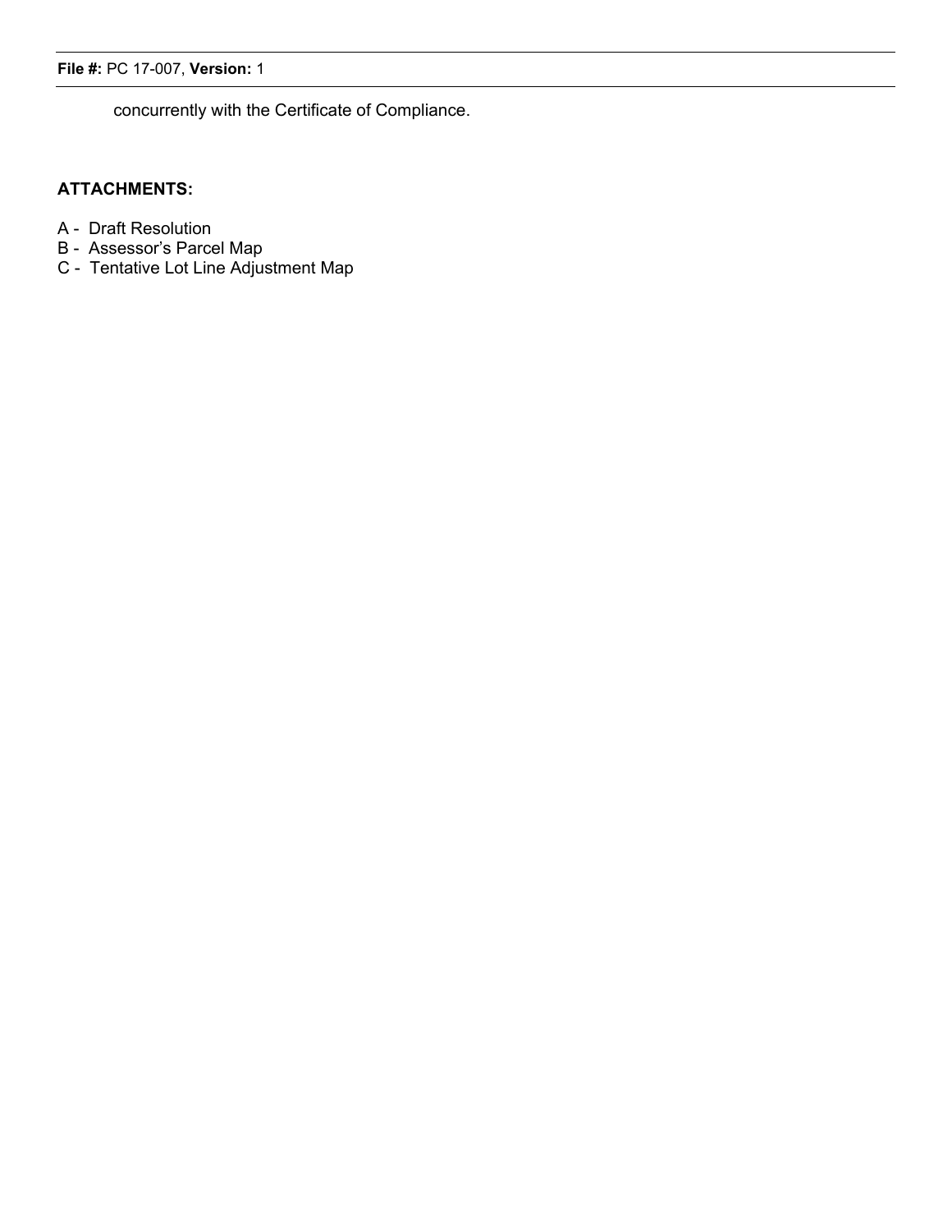concurrently with the Certificate of Compliance.

**ATTACHMENTS:**

A - Draft Resolution
B - Assessor's Parcel Map
C - Tentative Lot Line Adjustment Map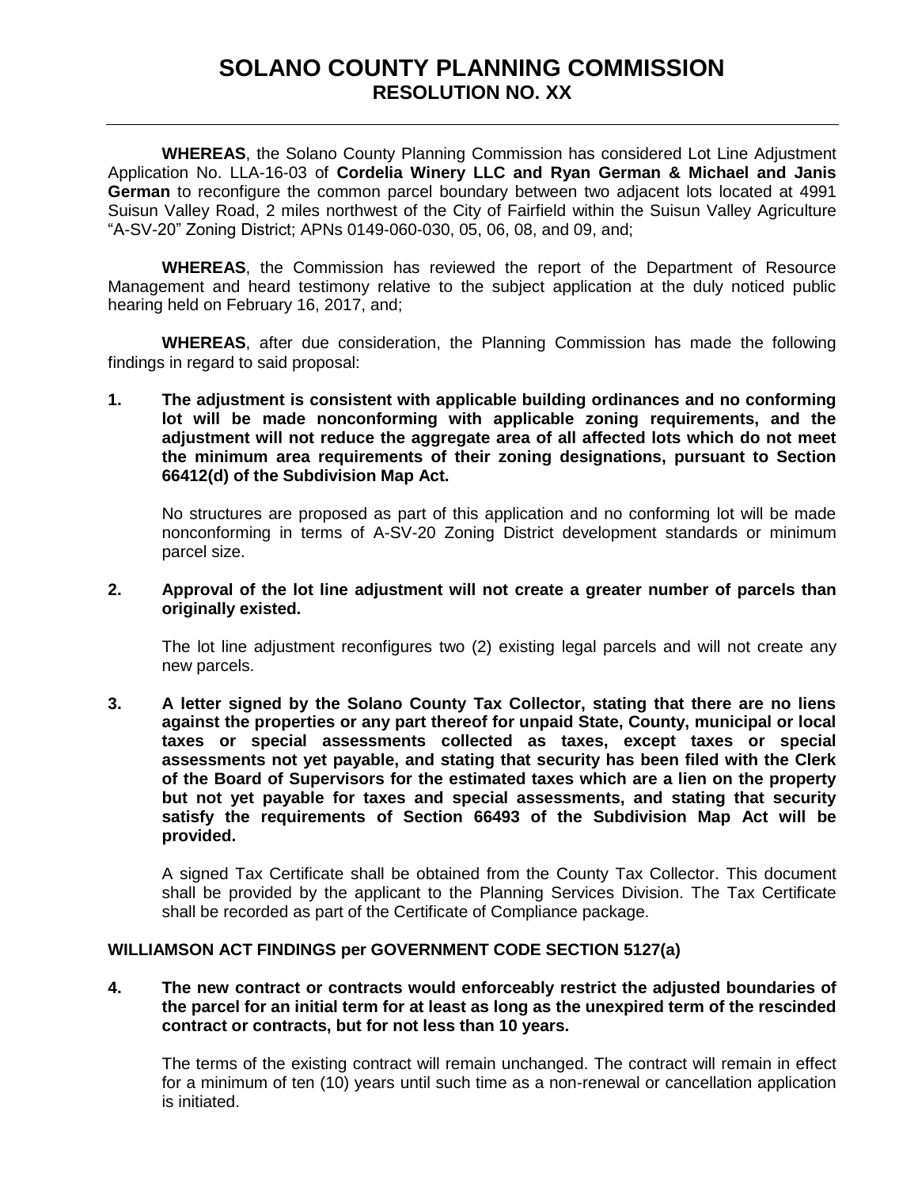# SOLANO COUNTY PLANNING COMMISSION
## RESOLUTION NO. XX

---

**WHEREAS**, the Solano County Planning Commission has considered Lot Line Adjustment Application No. LLA-16-03 of **Cordelia Winery LLC and Ryan German & Michael and Janis German** to reconfigure the common parcel boundary between two adjacent lots located at 4991 Suisun Valley Road, 2 miles northwest of the City of Fairfield within the Suisun Valley Agriculture "A-SV-20" Zoning District; APNs 0149-060-030, 05, 06, 08, and 09, and;

**WHEREAS**, the Commission has reviewed the report of the Department of Resource Management and heard testimony relative to the subject application at the duly noticed public hearing held on February 16, 2017, and;

**WHEREAS**, after due consideration, the Planning Commission has made the following findings in regard to said proposal:

**1. The adjustment is consistent with applicable building ordinances and no conforming lot will be made nonconforming with applicable zoning requirements, and the adjustment will not reduce the aggregate area of all affected lots which do not meet the minimum area requirements of their zoning designations, pursuant to Section 66412(d) of the Subdivision Map Act.**

No structures are proposed as part of this application and no conforming lot will be made nonconforming in terms of A-SV-20 Zoning District development standards or minimum parcel size.

**2. Approval of the lot line adjustment will not create a greater number of parcels than originally existed.**

The lot line adjustment reconfigures two (2) existing legal parcels and will not create any new parcels.

**3. A letter signed by the Solano County Tax Collector, stating that there are no liens against the properties or any part thereof for unpaid State, County, municipal or local taxes or special assessments collected as taxes, except taxes or special assessments not yet payable, and stating that security has been filed with the Clerk of the Board of Supervisors for the estimated taxes which are a lien on the property but not yet payable for taxes and special assessments, and stating that security satisfy the requirements of Section 66493 of the Subdivision Map Act will be provided.**

A signed Tax Certificate shall be obtained from the County Tax Collector. This document shall be provided by the applicant to the Planning Services Division. The Tax Certificate shall be recorded as part of the Certificate of Compliance package.

**WILLIAMSON ACT FINDINGS per GOVERNMENT CODE SECTION 5127(a)**

**4. The new contract or contracts would enforceably restrict the adjusted boundaries of the parcel for an initial term for at least as long as the unexpired term of the rescinded contract or contracts, but for not less than 10 years.**

The terms of the existing contract will remain unchanged. The contract will remain in effect for a minimum of ten (10) years until such time as a non-renewal or cancellation application is initiated.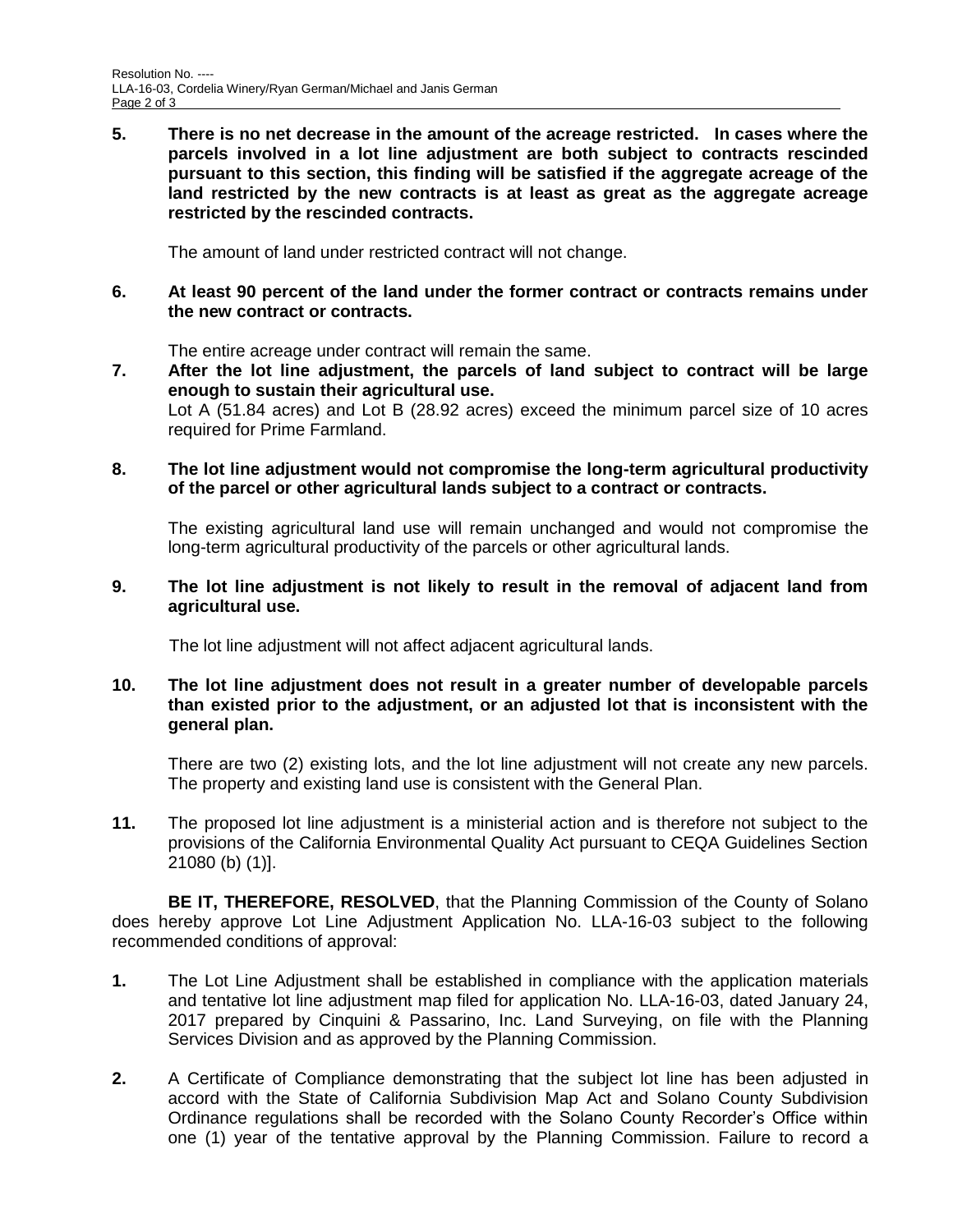**5. There is no net decrease in the amount of the acreage restricted. In cases where the parcels involved in a lot line adjustment are both subject to contracts rescinded pursuant to this section, this finding will be satisfied if the aggregate acreage of the land restricted by the new contracts is at least as great as the aggregate acreage restricted by the rescinded contracts.**

The amount of land under restricted contract will not change.

**6. At least 90 percent of the land under the former contract or contracts remains under the new contract or contracts.**

The entire acreage under contract will remain the same.

**7. After the lot line adjustment, the parcels of land subject to contract will be large enough to sustain their agricultural use.**

Lot A (51.84 acres) and Lot B (28.92 acres) exceed the minimum parcel size of 10 acres required for Prime Farmland.

**8. The lot line adjustment would not compromise the long-term agricultural productivity of the parcel or other agricultural lands subject to a contract or contracts.**

The existing agricultural land use will remain unchanged and would not compromise the long-term agricultural productivity of the parcels or other agricultural lands.

**9. The lot line adjustment is not likely to result in the removal of adjacent land from agricultural use.**

The lot line adjustment will not affect adjacent agricultural lands.

**10. The lot line adjustment does not result in a greater number of developable parcels than existed prior to the adjustment, or an adjusted lot that is inconsistent with the general plan.**

There are two (2) existing lots, and the lot line adjustment will not create any new parcels. The property and existing land use is consistent with the General Plan.

**11.** The proposed lot line adjustment is a ministerial action and is therefore not subject to the provisions of the California Environmental Quality Act pursuant to CEQA Guidelines Section 21080 (b) (1)].

**BE IT, THEREFORE, RESOLVED**, that the Planning Commission of the County of Solano does hereby approve Lot Line Adjustment Application No. LLA-16-03 subject to the following recommended conditions of approval:

**1.** The Lot Line Adjustment shall be established in compliance with the application materials and tentative lot line adjustment map filed for application No. LLA-16-03, dated January 24, 2017 prepared by Cinquini & Passarino, Inc. Land Surveying, on file with the Planning Services Division and as approved by the Planning Commission.

**2.** A Certificate of Compliance demonstrating that the subject lot line has been adjusted in accord with the State of California Subdivision Map Act and Solano County Subdivision Ordinance regulations shall be recorded with the Solano County Recorder's Office within one (1) year of the tentative approval by the Planning Commission. Failure to record a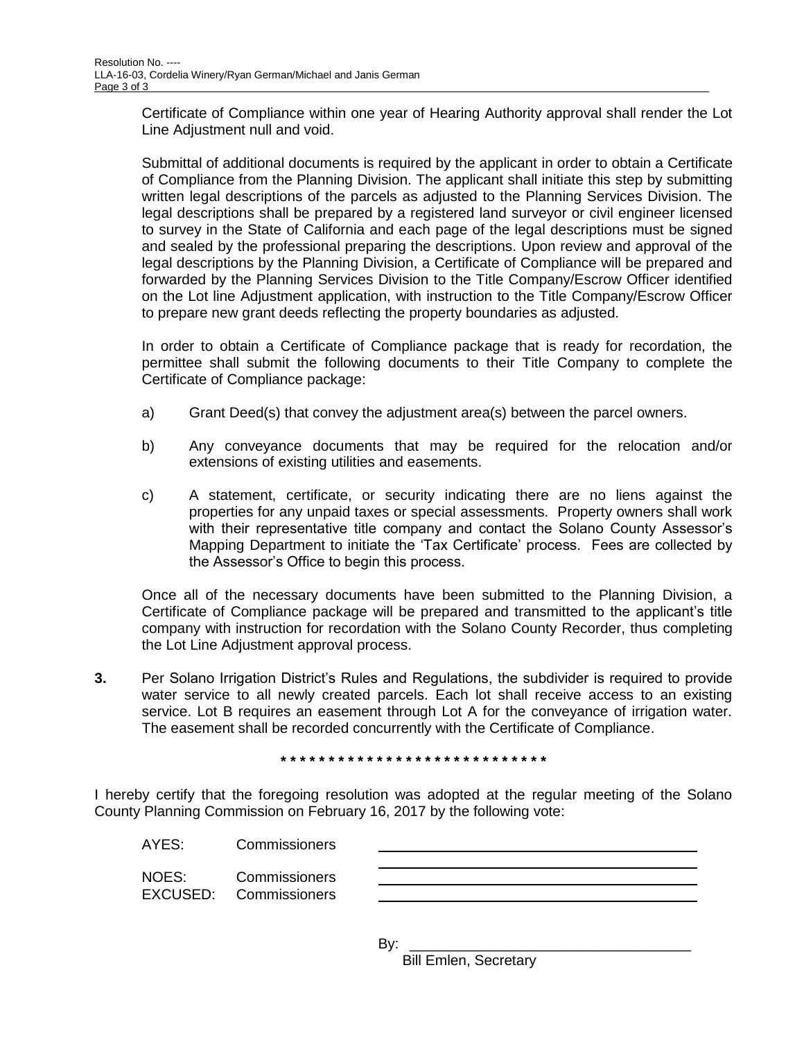Certificate of Compliance within one year of Hearing Authority approval shall render the Lot Line Adjustment null and void.

Submittal of additional documents is required by the applicant in order to obtain a Certificate of Compliance from the Planning Division. The applicant shall initiate this step by submitting written legal descriptions of the parcels as adjusted to the Planning Services Division. The legal descriptions shall be prepared by a registered land surveyor or civil engineer licensed to survey in the State of California and each page of the legal descriptions must be signed and sealed by the professional preparing the descriptions. Upon review and approval of the legal descriptions by the Planning Division, a Certificate of Compliance will be prepared and forwarded by the Planning Services Division to the Title Company/Escrow Officer identified on the Lot line Adjustment application, with instruction to the Title Company/Escrow Officer to prepare new grant deeds reflecting the property boundaries as adjusted.

In order to obtain a Certificate of Compliance package that is ready for recordation, the permittee shall submit the following documents to their Title Company to complete the Certificate of Compliance package:

a) Grant Deed(s) that convey the adjustment area(s) between the parcel owners.

b) Any conveyance documents that may be required for the relocation and/or extensions of existing utilities and easements.

c) A statement, certificate, or security indicating there are no liens against the properties for any unpaid taxes or special assessments. Property owners shall work with their representative title company and contact the Solano County Assessor's Mapping Department to initiate the 'Tax Certificate' process. Fees are collected by the Assessor's Office to begin this process.

Once all of the necessary documents have been submitted to the Planning Division, a Certificate of Compliance package will be prepared and transmitted to the applicant's title company with instruction for recordation with the Solano County Recorder, thus completing the Lot Line Adjustment approval process.

**3.** Per Solano Irrigation District's Rules and Regulations, the subdivider is required to provide water service to all newly created parcels. Each lot shall receive access to an existing service. Lot B requires an easement through Lot A for the conveyance of irrigation water. The easement shall be recorded concurrently with the Certificate of Compliance.

*****************************

I hereby certify that the foregoing resolution was adopted at the regular meeting of the Solano County Planning Commission on February 16, 2017 by the following vote:

AYES: Commissioners ______________________________

______________________________

NOES: Commissioners ______________________________

EXCUSED: Commissioners ______________________________

By: ______________________________

Bill Emlen, Secretary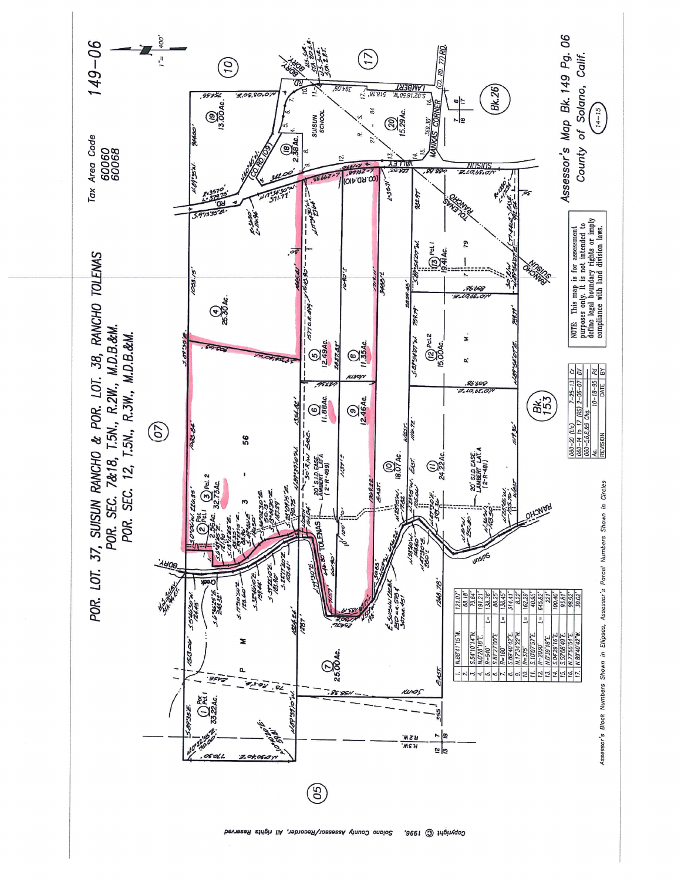# POR. LOT. 37, SUISUN RANCHO & POR. LOT. 38, RANCHO TOLENAS

## POR. SEC. 7&18, T.5N., R.2W., M.D.B.&M.

## POR. SEC. 12, T.5N., R.3W., M.D.B.&M.

Tax Area Code
60060
60068

149-06

1" = 400'

| | | |
|---|---|---|
| 1. | N.88°41'15"W. | 121.07' |
| 2. | | 68.18' |
| 3. | S.54°10'14"W. | 79.64' |
| 4. | N.0°28'18"E. | 191.21' |
| 5. | R=540' L= | 138.36' |
| 6. | S.81°27'00"E. | 86.25' |
| 7. | R=180' L= | 136.45' |
| 8. | S.89°40'42"E. | 314.41' |
| 9. | N.1°14'22"W. | 8.22' |
| 10. | R=375' L= | 162.29' |
| 11. | S.10°07'57"E. | 40.95' |
| 12. | R=2030' L= | 645.82' |
| 13. | N.0°39'18"E. | 221' |
| 14. | S.04°29'16"E. | 100.40' |
| 15. | S.52°08'49"E. | 93.81' |
| 16. | N.77°55'54"E. | 98.92' |
| 17. | N.89°40'42"W. | 30.02' |

| | | |
|---|---|---|
| 060-20 (Lla) | 7-25-13 | Cr |
| 060-14 to 17 (RS) | 2-06-07 | DV |
| 060-5,6,8,&9 Chg. | | |
| Ac. | 10-18-95 | Pd |
| REVISION | DATE | BY |

NOTE: This map is for assessment purposes only. It is not intended to define legal boundary rights or imply compliance with land division laws.

Assessor's Map Bk. 149 Pg. 06
County of Solano, Calif.

(14-15)

Assessor's Block Numbers Shown in Ellipses, Assessor's Parcel Numbers Shown in Circles

Copyright © 1996, Solano County Assessor/Recorder, All rights Reserved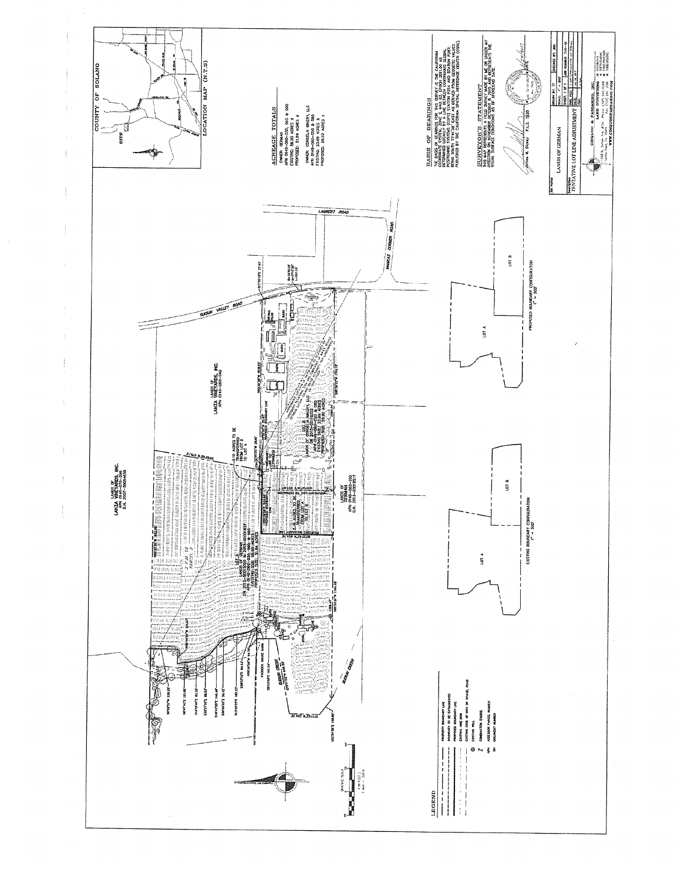COUNTY OF SOLANO

SITE

LOCATION MAP (N.T.S)

## ACREAGE TOTALS

OWNER: GERMAN
APN 0149-060-030, 040 & 080
EXISTING: 56.80 ACRES ±
PROPOSED: 51.64 ACRES ±

OWNER: CORDELIA WINERY, LLC
APN 0149-060-050 & 090
EXISTING: 23.89 ACRES ±
PROPOSED: 28.92 ACRES ±

## BASIS OF BEARINGS

THE BASIS OF BEARINGS FOR THIS SURVEY IS THE CALIFORNIA COORDINATE SYSTEM, ZONE 2, NAD 83, EPOCH 2011.00 AS DETERMINED LOCALLY BY A LINE BETWEEN CONTINUOUS GLOBAL POSITIONING SYSTEMS (CGPS) STATION P254 AND STATION P257; BEING ... AS DERIVED FROM GEODETIC VALUES PUBLISHED BY THE CALIFORNIA SPATIAL REFERENCE CENTER (CSRC).

## SURVEYOR'S STATEMENT

THIS MAP REPRESENTS A FIELD SURVEY MADE BY ME OR UNDER MY DIRECTION ON NOVEMBER OCTOBER 8, 2015 AND REPRESENTS THE VISUAL SURFACE CONDITIONS AS OF AFORESAID DATE.

James M. Dickey P.L.S. 7830

LANDS OF GERMAN

TENTATIVE LOT LINE ADJUSTMENT

CINQUINI & PASSARINO, INC.
LAND SURVEYING

WWW.CINQUINIPASSARINO.COM

LAMBERT ROAD

MANKAS CORNER ROAD

SUISUN VALLEY ROAD

LANDS OF LANZA VINEYARDS, INC.
APN 0148-200-040

LANDS OF LANZA VINEYARDS, INC.
APN 0146-170-200
D.N. 2007-0005455

LOT A
LANDS OF GERMAN
APN 0149-060-030, 040 & 080
EXISTING SIZE: 56.80 ACRES
PROPOSED SIZE: 51.64 ACRES

LOT B
LANDS OF CORDELIA WINERY, LLC
APN 0149-060-050 & 090
EXISTING SIZE: 23.89 ACRES
PROPOSED SIZE: 28.92 ACRES

0.10 ACRES TO BE TRANSFERRED FROM LOT B TO LOT A

5.16 ACRES TO BE TRANSFERRED FROM LOT A TO LOT B

LANDS OF GERMAN
APN 0149-060-100
D.N. 2013-0009517

SUISUN CREEK

PROPOSED BOUNDARY CONFIGURATION
1" = 500'

EXISTING BOUNDARY CONFIGURATION
1" = 500'

LOT A

LOT B

GRAPHIC SCALE

## LEGEND

PROPERTY BOUNDARY LINE
BOUNDARY TO BE EXTINGUISHED
PROPOSED BOUNDARY LINE
EXISTING TREE DRIP
EXISTING EDGE OF DIRT OR GRAVEL ROAD
EXISTING WELL
COMBINATION STAKE
APN ASSESSOR PARCEL NUMBER
DN DOCUMENT NUMBER